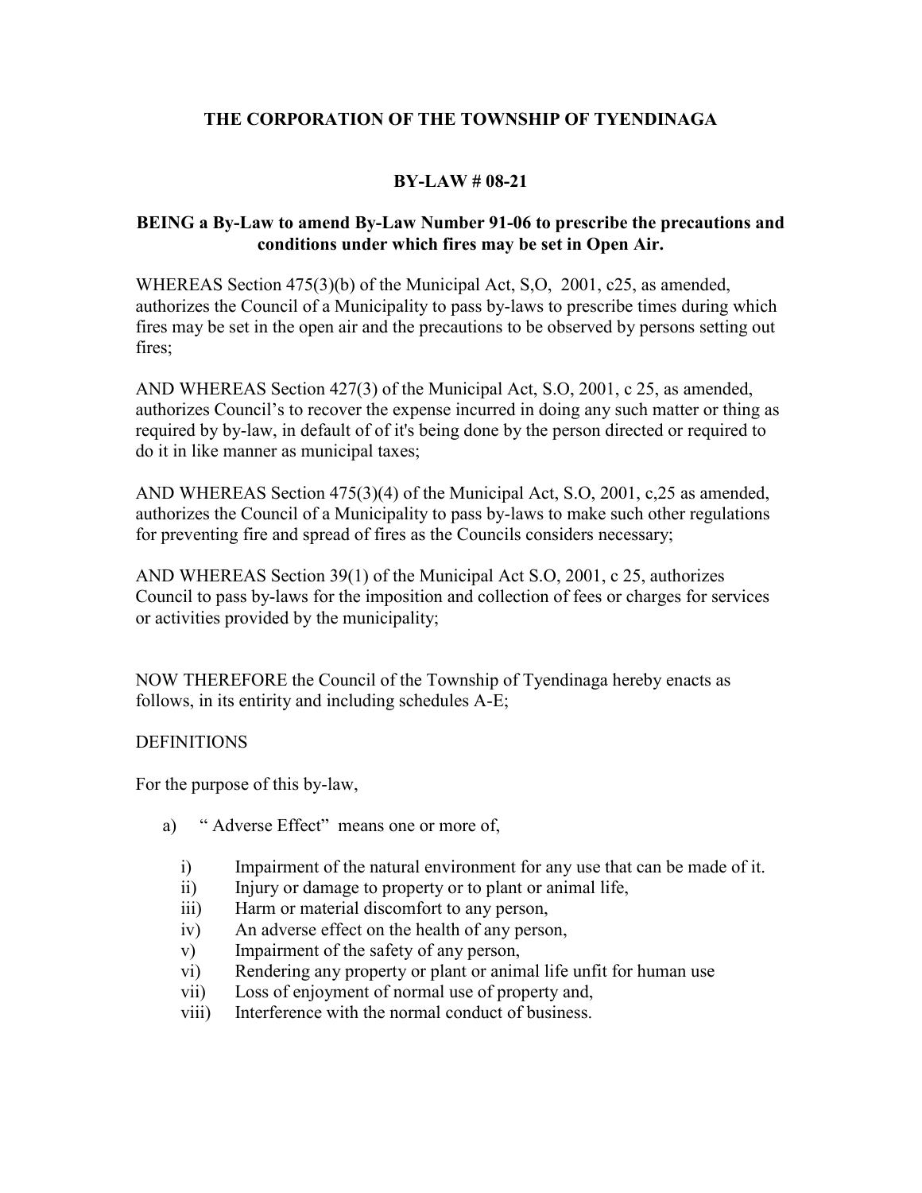# THE CORPORATION OF THE TOWNSHIP OF TYENDINAGA

## BY-LAW # 08-21

### BEING a By-Law to amend By-Law Number 91-06 to prescribe the precautions and conditions under which fires may be set in Open Air.

WHEREAS Section 475(3)(b) of the Municipal Act, S,O, 2001, c25, as amended, authorizes the Council of a Municipality to pass by-laws to prescribe times during which fires may be set in the open air and the precautions to be observed by persons setting out fires;

AND WHEREAS Section 427(3) of the Municipal Act, S.O, 2001, c 25, as amended, authorizes Council's to recover the expense incurred in doing any such matter or thing as required by by-law, in default of of it's being done by the person directed or required to do it in like manner as municipal taxes;

AND WHEREAS Section 475(3)(4) of the Municipal Act, S.O, 2001, c,25 as amended, authorizes the Council of a Municipality to pass by-laws to make such other regulations for preventing fire and spread of fires as the Councils considers necessary;

AND WHEREAS Section 39(1) of the Municipal Act S.O, 2001, c 25, authorizes Council to pass by-laws for the imposition and collection of fees or charges for services or activities provided by the municipality;

NOW THEREFORE the Council of the Township of Tyendinaga hereby enacts as follows, in its entirity and including schedules A-E;

DEFINITIONS

For the purpose of this by-law,

a) " Adverse Effect" means one or more of,

   i) Impairment of the natural environment for any use that can be made of it.
   ii) Injury or damage to property or to plant or animal life,
   iii) Harm or material discomfort to any person,
   iv) An adverse effect on the health of any person,
   v) Impairment of the safety of any person,
   vi) Rendering any property or plant or animal life unfit for human use
   vii) Loss of enjoyment of normal use of property and,
   viii) Interference with the normal conduct of business.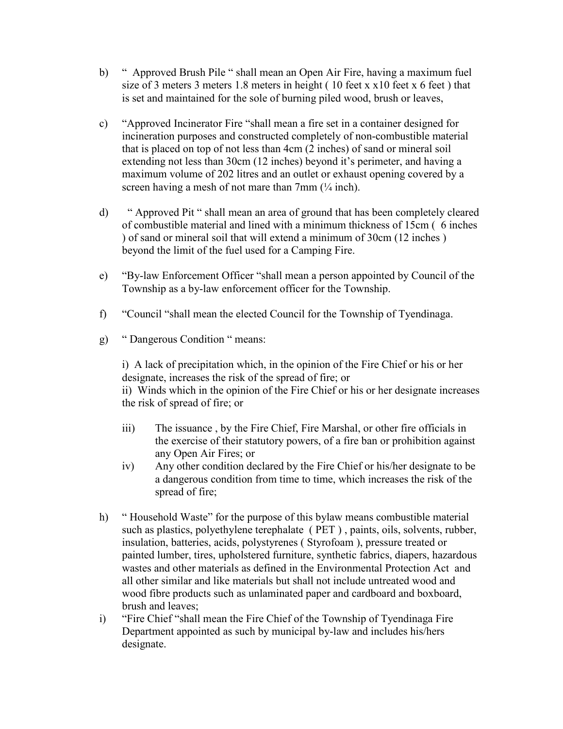b) " Approved Brush Pile " shall mean an Open Air Fire, having a maximum fuel size of 3 meters 3 meters 1.8 meters in height ( 10 feet x x10 feet x 6 feet ) that is set and maintained for the sole of burning piled wood, brush or leaves,

c) "Approved Incinerator Fire "shall mean a fire set in a container designed for incineration purposes and constructed completely of non-combustible material that is placed on top of not less than 4cm (2 inches) of sand or mineral soil extending not less than 30cm (12 inches) beyond it's perimeter, and having a maximum volume of 202 litres and an outlet or exhaust opening covered by a screen having a mesh of not mare than 7mm (¼ inch).

d) " Approved Pit " shall mean an area of ground that has been completely cleared of combustible material and lined with a minimum thickness of 15cm ( 6 inches ) of sand or mineral soil that will extend a minimum of 30cm (12 inches ) beyond the limit of the fuel used for a Camping Fire.

e) "By-law Enforcement Officer "shall mean a person appointed by Council of the Township as a by-law enforcement officer for the Township.

f) "Council "shall mean the elected Council for the Township of Tyendinaga.

g) " Dangerous Condition " means:

   i) A lack of precipitation which, in the opinion of the Fire Chief or his or her designate, increases the risk of the spread of fire; or
   ii) Winds which in the opinion of the Fire Chief or his or her designate increases the risk of spread of fire; or
   iii) The issuance , by the Fire Chief, Fire Marshal, or other fire officials in the exercise of their statutory powers, of a fire ban or prohibition against any Open Air Fires; or
   iv) Any other condition declared by the Fire Chief or his/her designate to be a dangerous condition from time to time, which increases the risk of the spread of fire;

h) " Household Waste" for the purpose of this bylaw means combustible material such as plastics, polyethylene terephalate ( PET ) , paints, oils, solvents, rubber, insulation, batteries, acids, polystyrenes ( Styrofoam ), pressure treated or painted lumber, tires, upholstered furniture, synthetic fabrics, diapers, hazardous wastes and other materials as defined in the Environmental Protection Act and all other similar and like materials but shall not include untreated wood and wood fibre products such as unlaminated paper and cardboard and boxboard, brush and leaves;

i) "Fire Chief "shall mean the Fire Chief of the Township of Tyendinaga Fire Department appointed as such by municipal by-law and includes his/hers designate.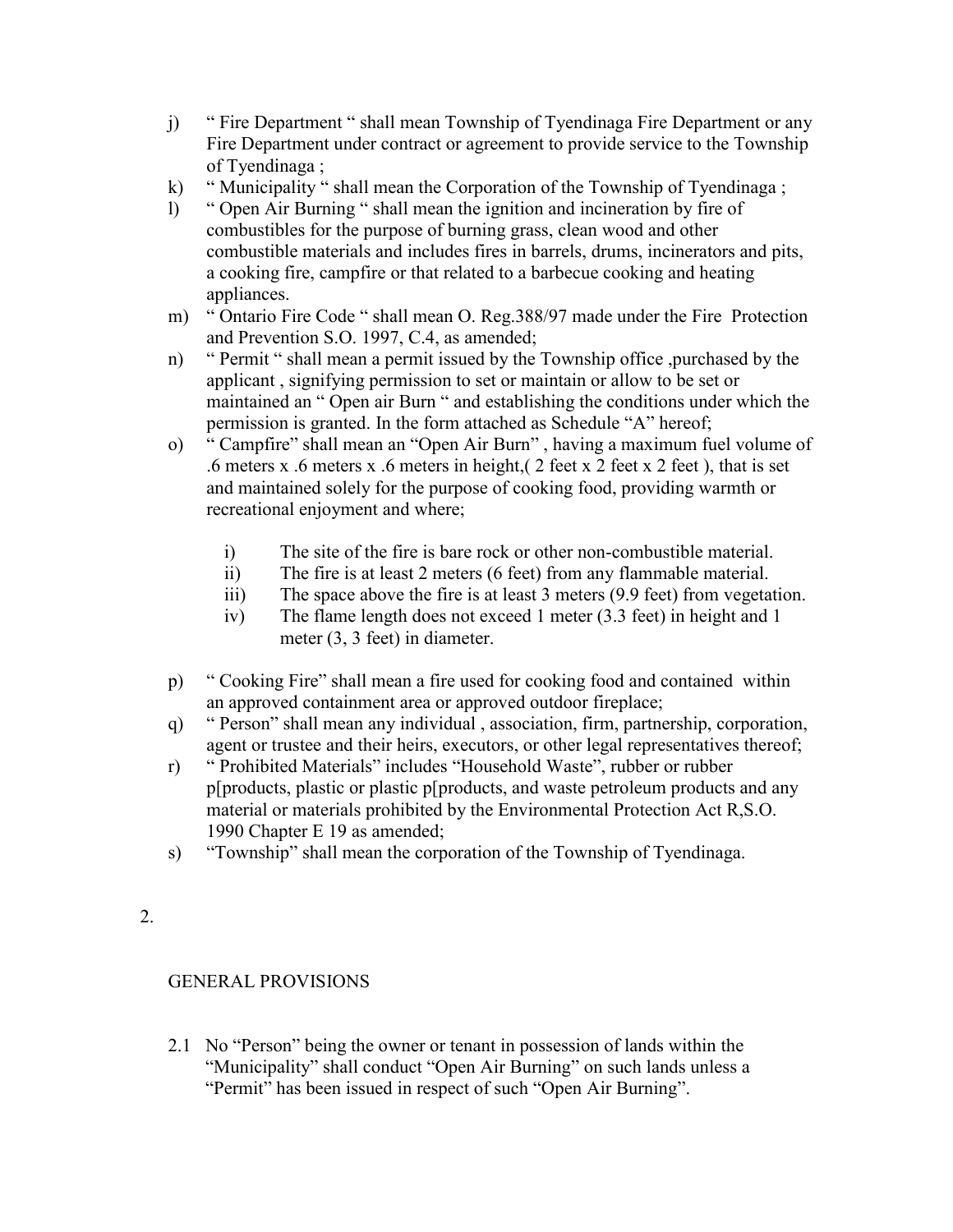j) " Fire Department " shall mean Township of Tyendinaga Fire Department or any Fire Department under contract or agreement to provide service to the Township of Tyendinaga ;

k) " Municipality " shall mean the Corporation of the Township of Tyendinaga ;

l) " Open Air Burning " shall mean the ignition and incineration by fire of combustibles for the purpose of burning grass, clean wood and other combustible materials and includes fires in barrels, drums, incinerators and pits, a cooking fire, campfire or that related to a barbecue cooking and heating appliances.

m) " Ontario Fire Code " shall mean O. Reg.388/97 made under the Fire Protection and Prevention S.O. 1997, C.4, as amended;

n) " Permit " shall mean a permit issued by the Township office ,purchased by the applicant , signifying permission to set or maintain or allow to be set or maintained an " Open air Burn " and establishing the conditions under which the permission is granted. In the form attached as Schedule "A" hereof;

o) " Campfire" shall mean an "Open Air Burn" , having a maximum fuel volume of .6 meters x .6 meters x .6 meters in height,( 2 feet x 2 feet x 2 feet ), that is set and maintained solely for the purpose of cooking food, providing warmth or recreational enjoyment and where;

   i) The site of the fire is bare rock or other non-combustible material.
   ii) The fire is at least 2 meters (6 feet) from any flammable material.
   iii) The space above the fire is at least 3 meters (9.9 feet) from vegetation.
   iv) The flame length does not exceed 1 meter (3.3 feet) in height and 1 meter (3, 3 feet) in diameter.

p) " Cooking Fire" shall mean a fire used for cooking food and contained within an approved containment area or approved outdoor fireplace;

q) " Person" shall mean any individual , association, firm, partnership, corporation, agent or trustee and their heirs, executors, or other legal representatives thereof;

r) " Prohibited Materials" includes "Household Waste", rubber or rubber p[products, plastic or plastic p[products, and waste petroleum products and any material or materials prohibited by the Environmental Protection Act R,S.O. 1990 Chapter E 19 as amended;

s) "Township" shall mean the corporation of the Township of Tyendinaga.

2.

## GENERAL PROVISIONS

2.1 No "Person" being the owner or tenant in possession of lands within the "Municipality" shall conduct "Open Air Burning" on such lands unless a "Permit" has been issued in respect of such "Open Air Burning".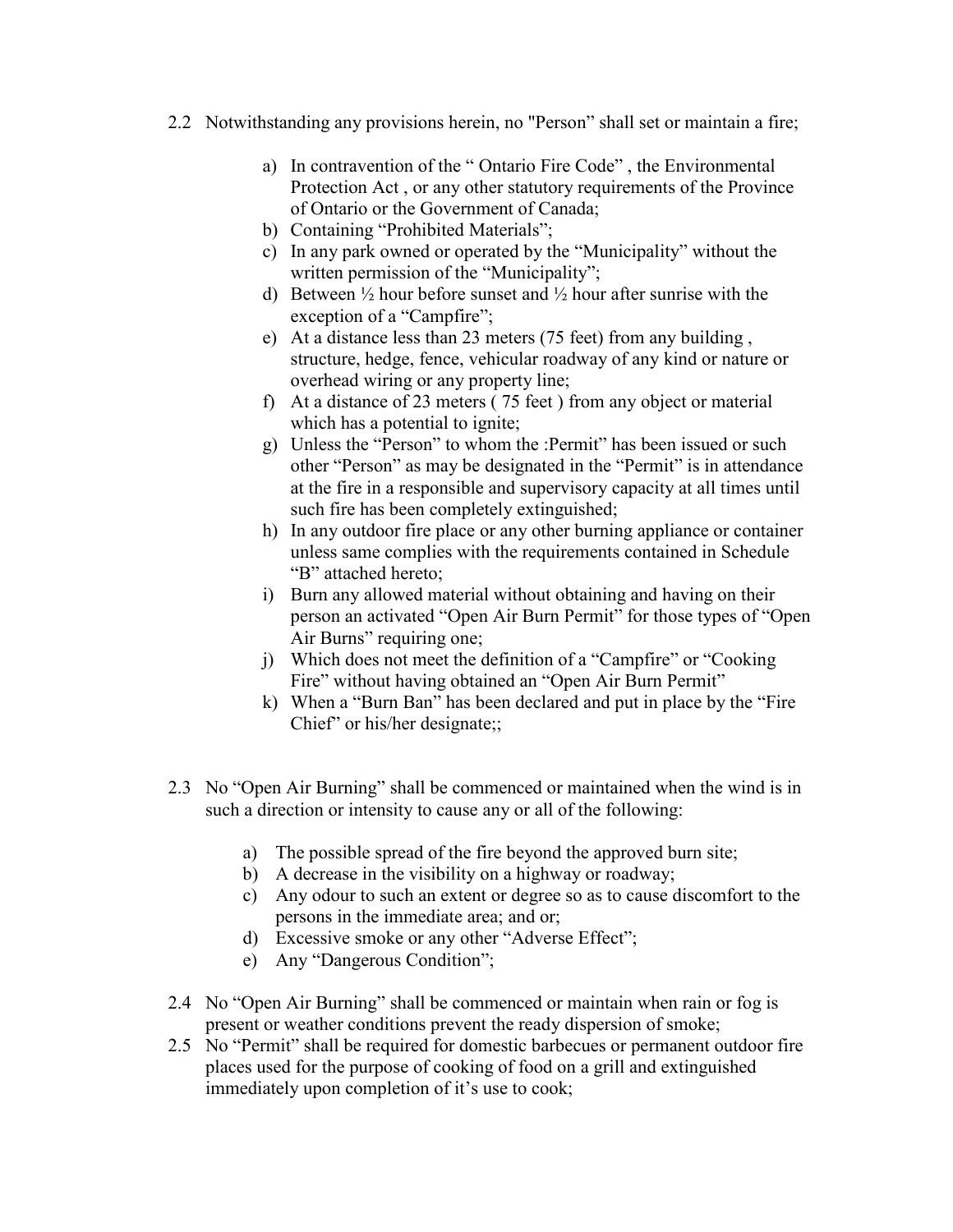2.2 Notwithstanding any provisions herein, no "Person" shall set or maintain a fire;

a) In contravention of the " Ontario Fire Code" , the Environmental Protection Act , or any other statutory requirements of the Province of Ontario or the Government of Canada;
b) Containing "Prohibited Materials";
c) In any park owned or operated by the "Municipality" without the written permission of the "Municipality";
d) Between ½ hour before sunset and ½ hour after sunrise with the exception of a "Campfire";
e) At a distance less than 23 meters (75 feet) from any building , structure, hedge, fence, vehicular roadway of any kind or nature or overhead wiring or any property line;
f) At a distance of 23 meters ( 75 feet ) from any object or material which has a potential to ignite;
g) Unless the "Person" to whom the :Permit" has been issued or such other "Person" as may be designated in the "Permit" is in attendance at the fire in a responsible and supervisory capacity at all times until such fire has been completely extinguished;
h) In any outdoor fire place or any other burning appliance or container unless same complies with the requirements contained in Schedule "B" attached hereto;
i) Burn any allowed material without obtaining and having on their person an activated "Open Air Burn Permit" for those types of "Open Air Burns" requiring one;
j) Which does not meet the definition of a "Campfire" or "Cooking Fire" without having obtained an "Open Air Burn Permit"
k) When a "Burn Ban" has been declared and put in place by the "Fire Chief" or his/her designate;;

2.3 No "Open Air Burning" shall be commenced or maintained when the wind is in such a direction or intensity to cause any or all of the following:

a) The possible spread of the fire beyond the approved burn site;
b) A decrease in the visibility on a highway or roadway;
c) Any odour to such an extent or degree so as to cause discomfort to the persons in the immediate area; and or;
d) Excessive smoke or any other "Adverse Effect";
e) Any "Dangerous Condition";

2.4 No "Open Air Burning" shall be commenced or maintain when rain or fog is present or weather conditions prevent the ready dispersion of smoke;

2.5 No "Permit" shall be required for domestic barbecues or permanent outdoor fire places used for the purpose of cooking of food on a grill and extinguished immediately upon completion of it's use to cook;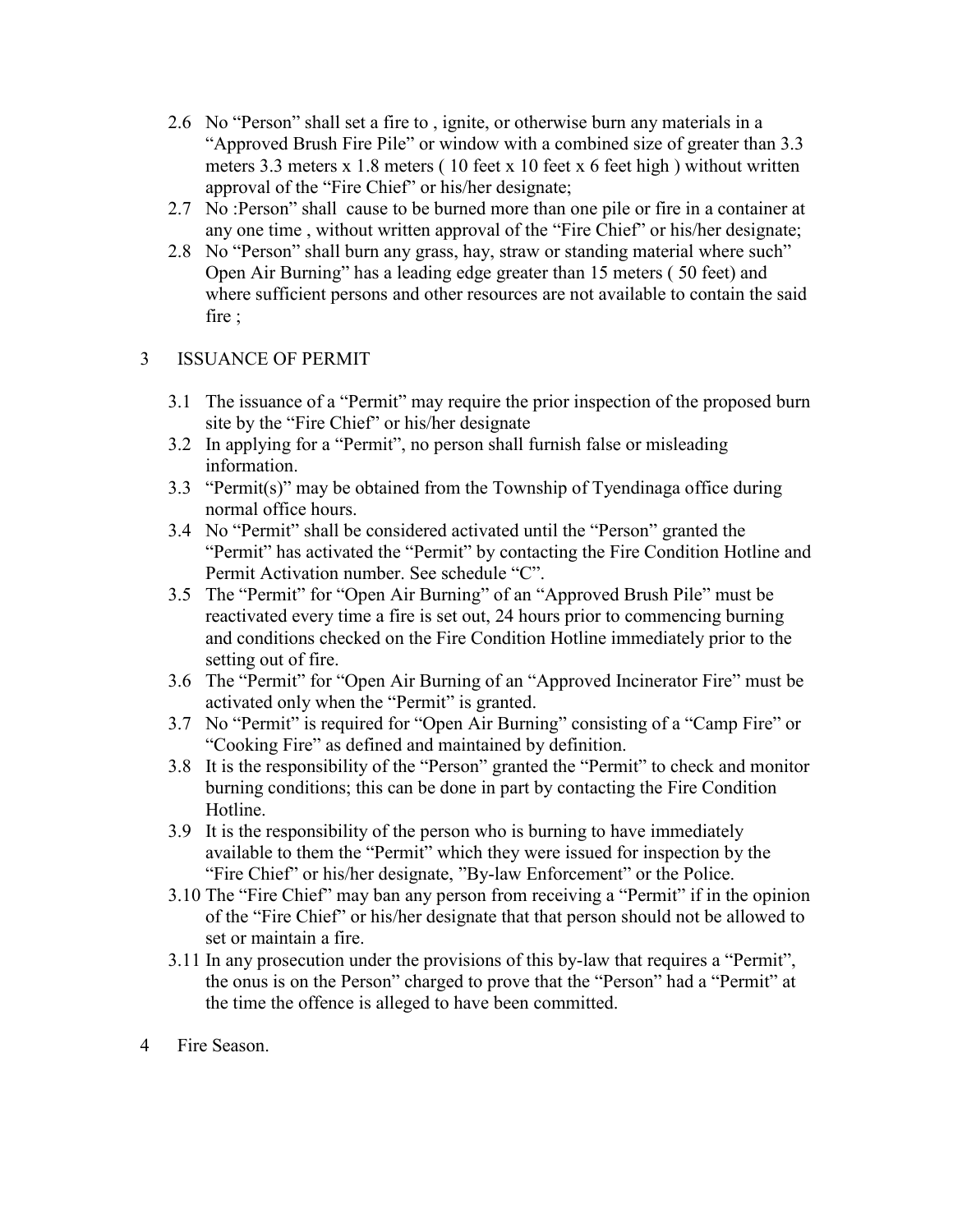2.6 No "Person" shall set a fire to , ignite, or otherwise burn any materials in a "Approved Brush Fire Pile" or window with a combined size of greater than 3.3 meters 3.3 meters x 1.8 meters ( 10 feet x 10 feet x 6 feet high ) without written approval of the "Fire Chief" or his/her designate;

2.7 No :Person" shall cause to be burned more than one pile or fire in a container at any one time , without written approval of the "Fire Chief" or his/her designate;

2.8 No "Person" shall burn any grass, hay, straw or standing material where such" Open Air Burning" has a leading edge greater than 15 meters ( 50 feet) and where sufficient persons and other resources are not available to contain the said fire ;

## 3 ISSUANCE OF PERMIT

3.1 The issuance of a "Permit" may require the prior inspection of the proposed burn site by the "Fire Chief" or his/her designate

3.2 In applying for a "Permit", no person shall furnish false or misleading information.

3.3 "Permit(s)" may be obtained from the Township of Tyendinaga office during normal office hours.

3.4 No "Permit" shall be considered activated until the "Person" granted the "Permit" has activated the "Permit" by contacting the Fire Condition Hotline and Permit Activation number. See schedule "C".

3.5 The "Permit" for "Open Air Burning" of an "Approved Brush Pile" must be reactivated every time a fire is set out, 24 hours prior to commencing burning and conditions checked on the Fire Condition Hotline immediately prior to the setting out of fire.

3.6 The "Permit" for "Open Air Burning of an "Approved Incinerator Fire" must be activated only when the "Permit" is granted.

3.7 No "Permit" is required for "Open Air Burning" consisting of a "Camp Fire" or "Cooking Fire" as defined and maintained by definition.

3.8 It is the responsibility of the "Person" granted the "Permit" to check and monitor burning conditions; this can be done in part by contacting the Fire Condition Hotline.

3.9 It is the responsibility of the person who is burning to have immediately available to them the "Permit" which they were issued for inspection by the "Fire Chief" or his/her designate, "By-law Enforcement" or the Police.

3.10 The "Fire Chief" may ban any person from receiving a "Permit" if in the opinion of the "Fire Chief" or his/her designate that that person should not be allowed to set or maintain a fire.

3.11 In any prosecution under the provisions of this by-law that requires a "Permit", the onus is on the Person" charged to prove that the "Person" had a "Permit" at the time the offence is alleged to have been committed.

## 4 Fire Season.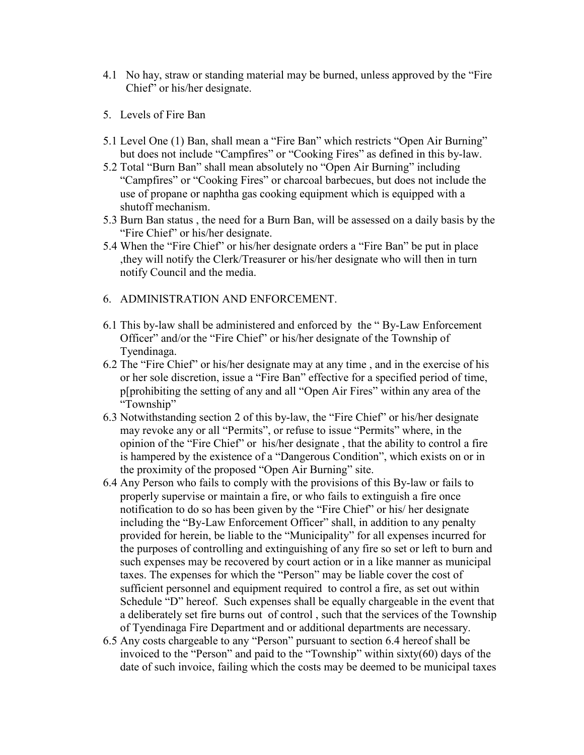4.1 No hay, straw or standing material may be burned, unless approved by the "Fire Chief" or his/her designate.

5. Levels of Fire Ban

5.1 Level One (1) Ban, shall mean a "Fire Ban" which restricts "Open Air Burning" but does not include "Campfires" or "Cooking Fires" as defined in this by-law.

5.2 Total "Burn Ban" shall mean absolutely no "Open Air Burning" including "Campfires" or "Cooking Fires" or charcoal barbecues, but does not include the use of propane or naphtha gas cooking equipment which is equipped with a shutoff mechanism.

5.3 Burn Ban status , the need for a Burn Ban, will be assessed on a daily basis by the "Fire Chief" or his/her designate.

5.4 When the "Fire Chief" or his/her designate orders a "Fire Ban" be put in place ,they will notify the Clerk/Treasurer or his/her designate who will then in turn notify Council and the media.

6. ADMINISTRATION AND ENFORCEMENT.

6.1 This by-law shall be administered and enforced by the " By-Law Enforcement Officer" and/or the "Fire Chief" or his/her designate of the Township of Tyendinaga.

6.2 The "Fire Chief" or his/her designate may at any time , and in the exercise of his or her sole discretion, issue a "Fire Ban" effective for a specified period of time, p[prohibiting the setting of any and all "Open Air Fires" within any area of the "Township"

6.3 Notwithstanding section 2 of this by-law, the "Fire Chief" or his/her designate may revoke any or all "Permits", or refuse to issue "Permits" where, in the opinion of the "Fire Chief" or his/her designate , that the ability to control a fire is hampered by the existence of a "Dangerous Condition", which exists on or in the proximity of the proposed "Open Air Burning" site.

6.4 Any Person who fails to comply with the provisions of this By-law or fails to properly supervise or maintain a fire, or who fails to extinguish a fire once notification to do so has been given by the "Fire Chief" or his/ her designate including the "By-Law Enforcement Officer" shall, in addition to any penalty provided for herein, be liable to the "Municipality" for all expenses incurred for the purposes of controlling and extinguishing of any fire so set or left to burn and such expenses may be recovered by court action or in a like manner as municipal taxes. The expenses for which the "Person" may be liable cover the cost of sufficient personnel and equipment required to control a fire, as set out within Schedule "D" hereof. Such expenses shall be equally chargeable in the event that a deliberately set fire burns out of control , such that the services of the Township of Tyendinaga Fire Department and or additional departments are necessary.

6.5 Any costs chargeable to any "Person" pursuant to section 6.4 hereof shall be invoiced to the "Person" and paid to the "Township" within sixty(60) days of the date of such invoice, failing which the costs may be deemed to be municipal taxes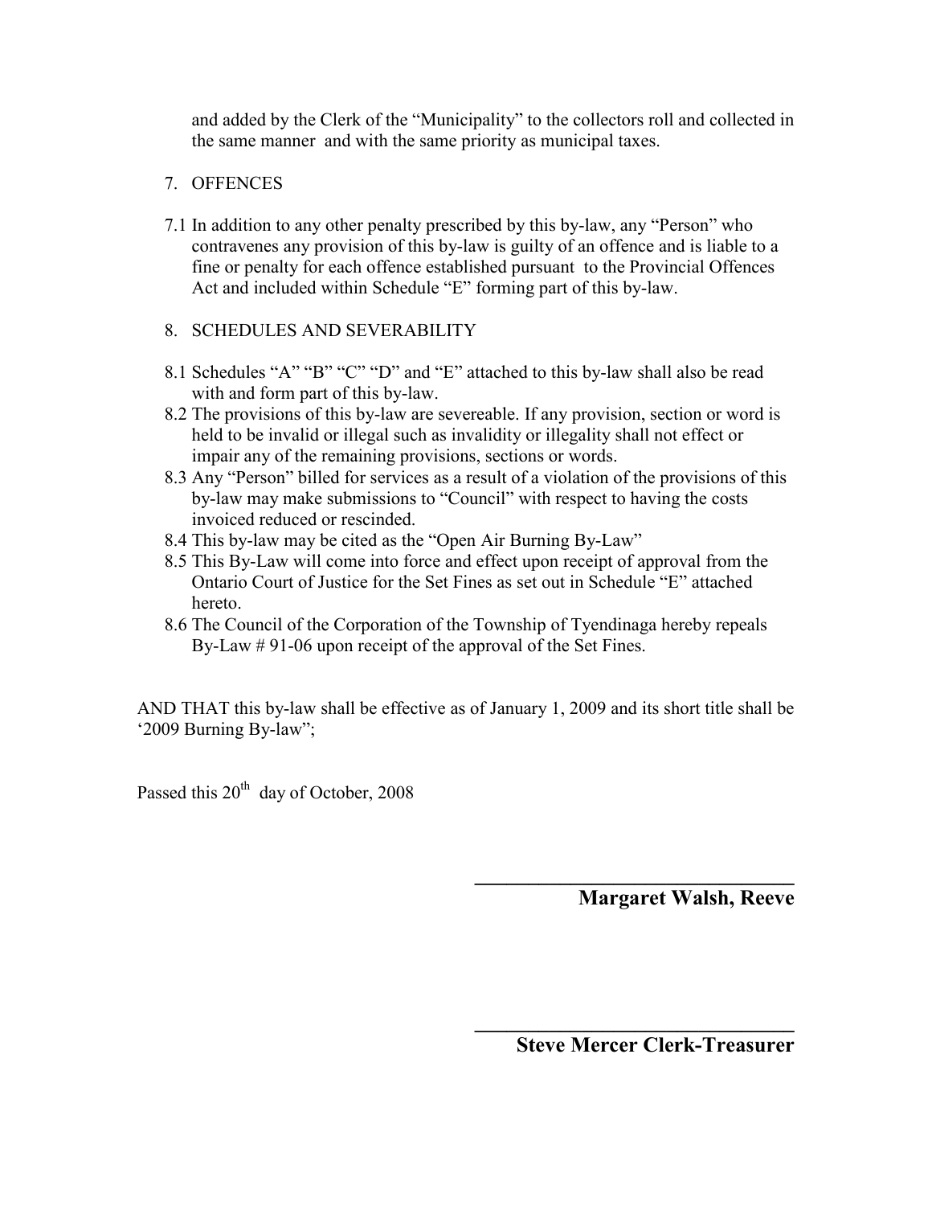and added by the Clerk of the "Municipality" to the collectors roll and collected in the same manner and with the same priority as municipal taxes.

7. OFFENCES

7.1 In addition to any other penalty prescribed by this by-law, any "Person" who contravenes any provision of this by-law is guilty of an offence and is liable to a fine or penalty for each offence established pursuant to the Provincial Offences Act and included within Schedule "E" forming part of this by-law.

8. SCHEDULES AND SEVERABILITY

8.1 Schedules "A" "B" "C" "D" and "E" attached to this by-law shall also be read with and form part of this by-law.

8.2 The provisions of this by-law are severeable. If any provision, section or word is held to be invalid or illegal such as invalidity or illegality shall not effect or impair any of the remaining provisions, sections or words.

8.3 Any "Person" billed for services as a result of a violation of the provisions of this by-law may make submissions to "Council" with respect to having the costs invoiced reduced or rescinded.

8.4 This by-law may be cited as the "Open Air Burning By-Law"

8.5 This By-Law will come into force and effect upon receipt of approval from the Ontario Court of Justice for the Set Fines as set out in Schedule "E" attached hereto.

8.6 The Council of the Corporation of the Township of Tyendinaga hereby repeals By-Law # 91-06 upon receipt of the approval of the Set Fines.

AND THAT this by-law shall be effective as of January 1, 2009 and its short title shall be '2009 Burning By-law";

Passed this 20th day of October, 2008

______________________________
**Margaret Walsh, Reeve**

______________________________
**Steve Mercer Clerk-Treasurer**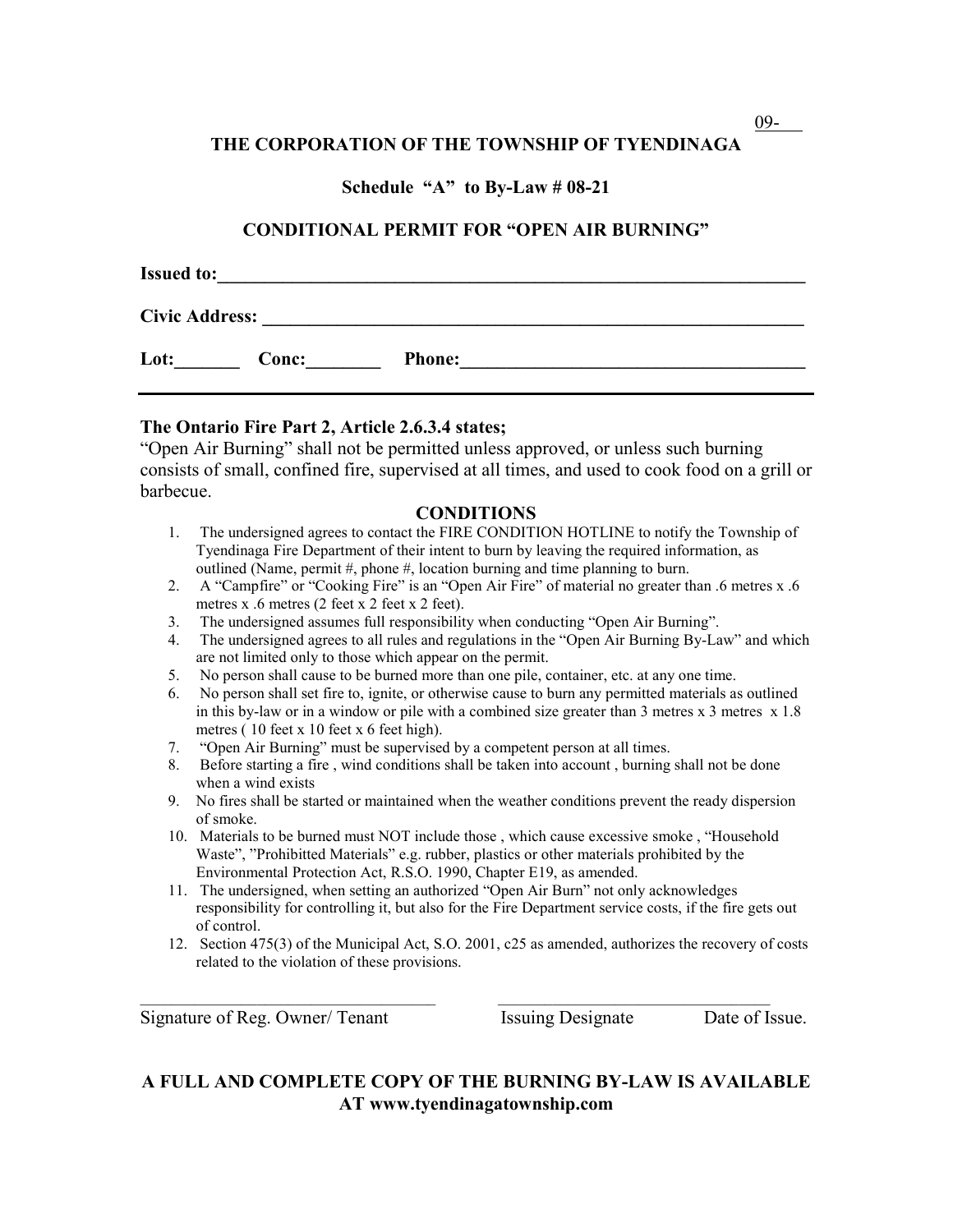09-\_\_\_

**THE CORPORATION OF THE TOWNSHIP OF TYENDINAGA**

**Schedule "A" to By-Law # 08-21**

**CONDITIONAL PERMIT FOR "OPEN AIR BURNING"**

**Issued to:**\_\_\_\_\_\_\_\_\_\_\_\_\_\_\_\_\_\_\_\_\_\_\_\_\_\_\_\_\_\_\_\_\_\_\_\_\_\_\_\_\_\_\_\_\_\_\_\_\_\_\_\_\_\_\_\_\_\_\_\_

**Civic Address:** \_\_\_\_\_\_\_\_\_\_\_\_\_\_\_\_\_\_\_\_\_\_\_\_\_\_\_\_\_\_\_\_\_\_\_\_\_\_\_\_\_\_\_\_\_\_\_\_\_\_\_\_\_\_\_\_

**Lot:**\_\_\_\_\_\_\_ **Conc:**\_\_\_\_\_\_\_\_ **Phone:**\_\_\_\_\_\_\_\_\_\_\_\_\_\_\_\_\_\_\_\_\_\_\_\_\_\_\_\_\_\_\_\_\_\_\_\_\_\_

---

**The Ontario Fire Part 2, Article 2.6.3.4 states;**

"Open Air Burning" shall not be permitted unless approved, or unless such burning consists of small, confined fire, supervised at all times, and used to cook food on a grill or barbecue.

## CONDITIONS

1. The undersigned agrees to contact the FIRE CONDITION HOTLINE to notify the Township of Tyendinaga Fire Department of their intent to burn by leaving the required information, as outlined (Name, permit #, phone #, location burning and time planning to burn.
2. A "Campfire" or "Cooking Fire" is an "Open Air Fire" of material no greater than .6 metres x .6 metres x .6 metres (2 feet x 2 feet x 2 feet).
3. The undersigned assumes full responsibility when conducting "Open Air Burning".
4. The undersigned agrees to all rules and regulations in the "Open Air Burning By-Law" and which are not limited only to those which appear on the permit.
5. No person shall cause to be burned more than one pile, container, etc. at any one time.
6. No person shall set fire to, ignite, or otherwise cause to burn any permitted materials as outlined in this by-law or in a window or pile with a combined size greater than 3 metres x 3 metres x 1.8 metres ( 10 feet x 10 feet x 6 feet high).
7. "Open Air Burning" must be supervised by a competent person at all times.
8. Before starting a fire , wind conditions shall be taken into account , burning shall not be done when a wind exists
9. No fires shall be started or maintained when the weather conditions prevent the ready dispersion of smoke.
10. Materials to be burned must NOT include those , which cause excessive smoke , "Household Waste", "Prohibitted Materials" e.g. rubber, plastics or other materials prohibited by the Environmental Protection Act, R.S.O. 1990, Chapter E19, as amended.
11. The undersigned, when setting an authorized "Open Air Burn" not only acknowledges responsibility for controlling it, but also for the Fire Department service costs, if the fire gets out of control.
12. Section 475(3) of the Municipal Act, S.O. 2001, c25 as amended, authorizes the recovery of costs related to the violation of these provisions.

\_\_\_\_\_\_\_\_\_\_\_\_\_\_\_\_\_\_\_\_\_\_\_\_\_\_\_\_\_\_\_\_ \_\_\_\_\_\_\_\_\_\_\_\_\_\_\_\_\_\_\_\_\_\_\_\_\_\_\_\_\_\_\_\_

Signature of Reg. Owner/ Tenant Issuing Designate Date of Issue.

**A FULL AND COMPLETE COPY OF THE BURNING BY-LAW IS AVAILABLE AT www.tyendinagatownship.com**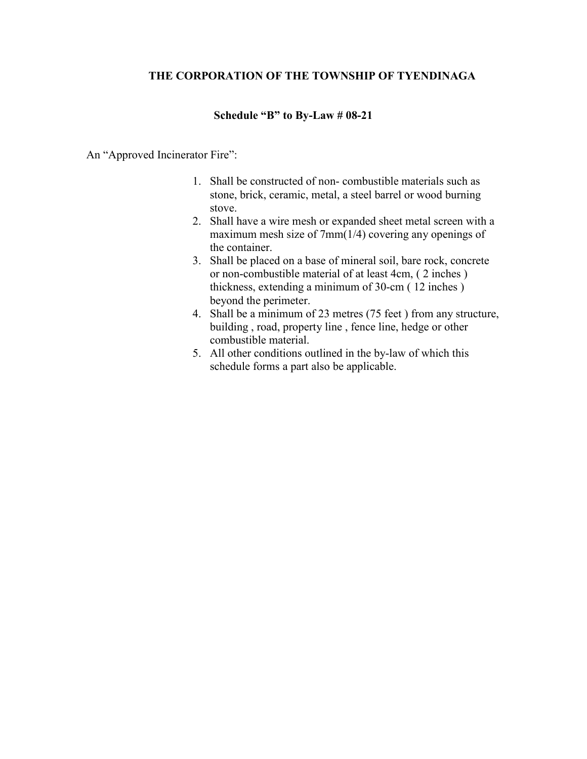**THE CORPORATION OF THE TOWNSHIP OF TYENDINAGA**

**Schedule "B" to By-Law # 08-21**

An "Approved Incinerator Fire":

1. Shall be constructed of non- combustible materials such as stone, brick, ceramic, metal, a steel barrel or wood burning stove.
2. Shall have a wire mesh or expanded sheet metal screen with a maximum mesh size of 7mm(1/4) covering any openings of the container.
3. Shall be placed on a base of mineral soil, bare rock, concrete or non-combustible material of at least 4cm, ( 2 inches ) thickness, extending a minimum of 30-cm ( 12 inches ) beyond the perimeter.
4. Shall be a minimum of 23 metres (75 feet ) from any structure, building , road, property line , fence line, hedge or other combustible material.
5. All other conditions outlined in the by-law of which this schedule forms a part also be applicable.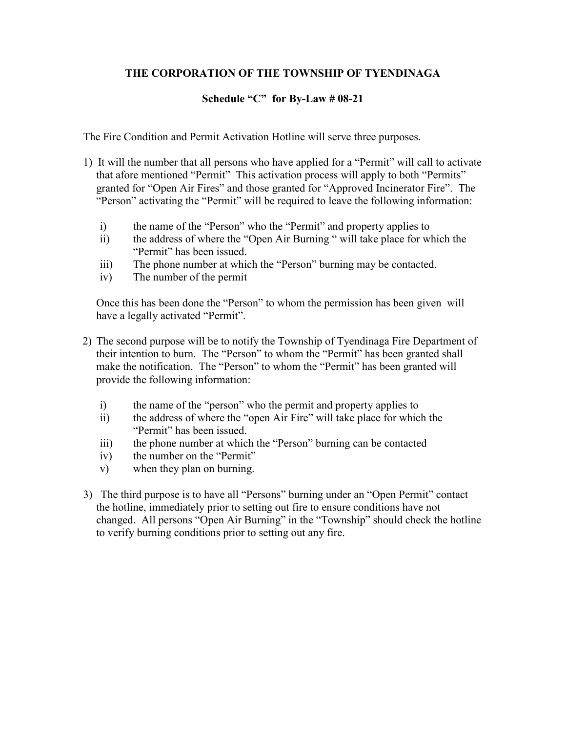**THE CORPORATION OF THE TOWNSHIP OF TYENDINAGA**

**Schedule "C" for By-Law # 08-21**

The Fire Condition and Permit Activation Hotline will serve three purposes.

1) It will the number that all persons who have applied for a "Permit" will call to activate that afore mentioned "Permit" This activation process will apply to both "Permits" granted for "Open Air Fires" and those granted for "Approved Incinerator Fire". The "Person" activating the "Permit" will be required to leave the following information:

   i) the name of the "Person" who the "Permit" and property applies to
   ii) the address of where the "Open Air Burning " will take place for which the "Permit" has been issued.
   iii) The phone number at which the "Person" burning may be contacted.
   iv) The number of the permit

   Once this has been done the "Person" to whom the permission has been given will have a legally activated "Permit".

2) The second purpose will be to notify the Township of Tyendinaga Fire Department of their intention to burn. The "Person" to whom the "Permit" has been granted shall make the notification. The "Person" to whom the "Permit" has been granted will provide the following information:

   i) the name of the "person" who the permit and property applies to
   ii) the address of where the "open Air Fire" will take place for which the "Permit" has been issued.
   iii) the phone number at which the "Person" burning can be contacted
   iv) the number on the "Permit"
   v) when they plan on burning.

3) The third purpose is to have all "Persons" burning under an "Open Permit" contact the hotline, immediately prior to setting out fire to ensure conditions have not changed. All persons "Open Air Burning" in the "Township" should check the hotline to verify burning conditions prior to setting out any fire.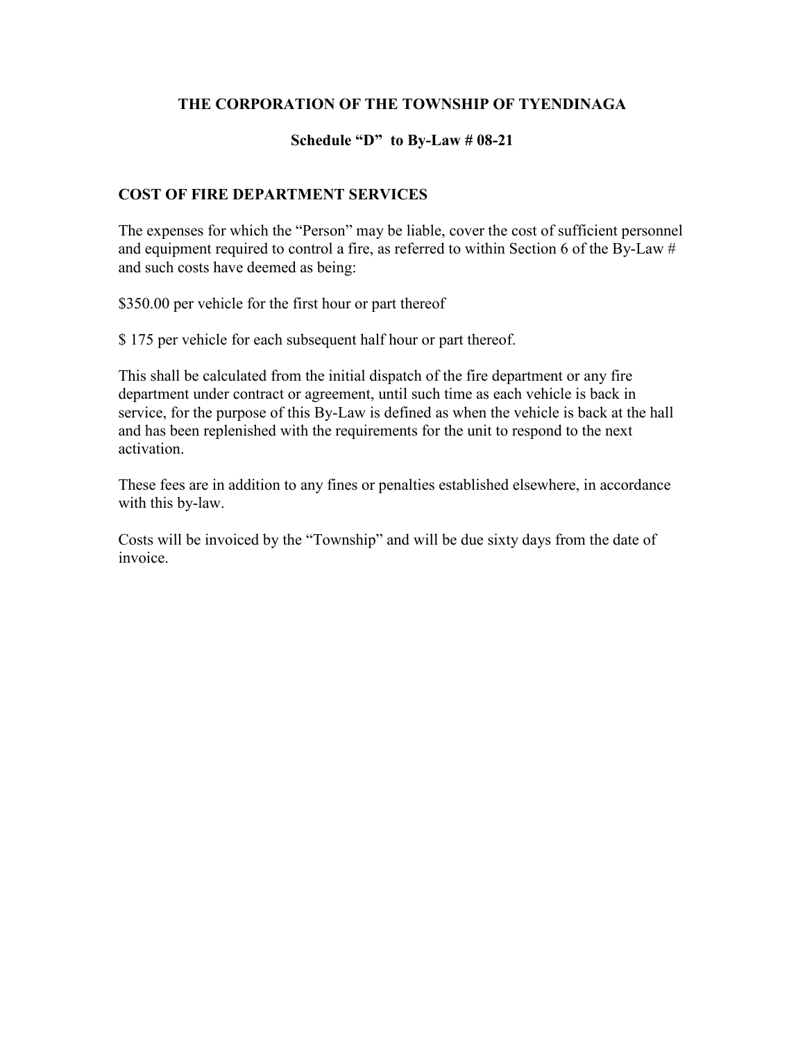**THE CORPORATION OF THE TOWNSHIP OF TYENDINAGA**

**Schedule "D" to By-Law # 08-21**

**COST OF FIRE DEPARTMENT SERVICES**

The expenses for which the "Person" may be liable, cover the cost of sufficient personnel and equipment required to control a fire, as referred to within Section 6 of the By-Law # and such costs have deemed as being:

$350.00 per vehicle for the first hour or part thereof

$ 175 per vehicle for each subsequent half hour or part thereof.

This shall be calculated from the initial dispatch of the fire department or any fire department under contract or agreement, until such time as each vehicle is back in service, for the purpose of this By-Law is defined as when the vehicle is back at the hall and has been replenished with the requirements for the unit to respond to the next activation.

These fees are in addition to any fines or penalties established elsewhere, in accordance with this by-law.

Costs will be invoiced by the "Township" and will be due sixty days from the date of invoice.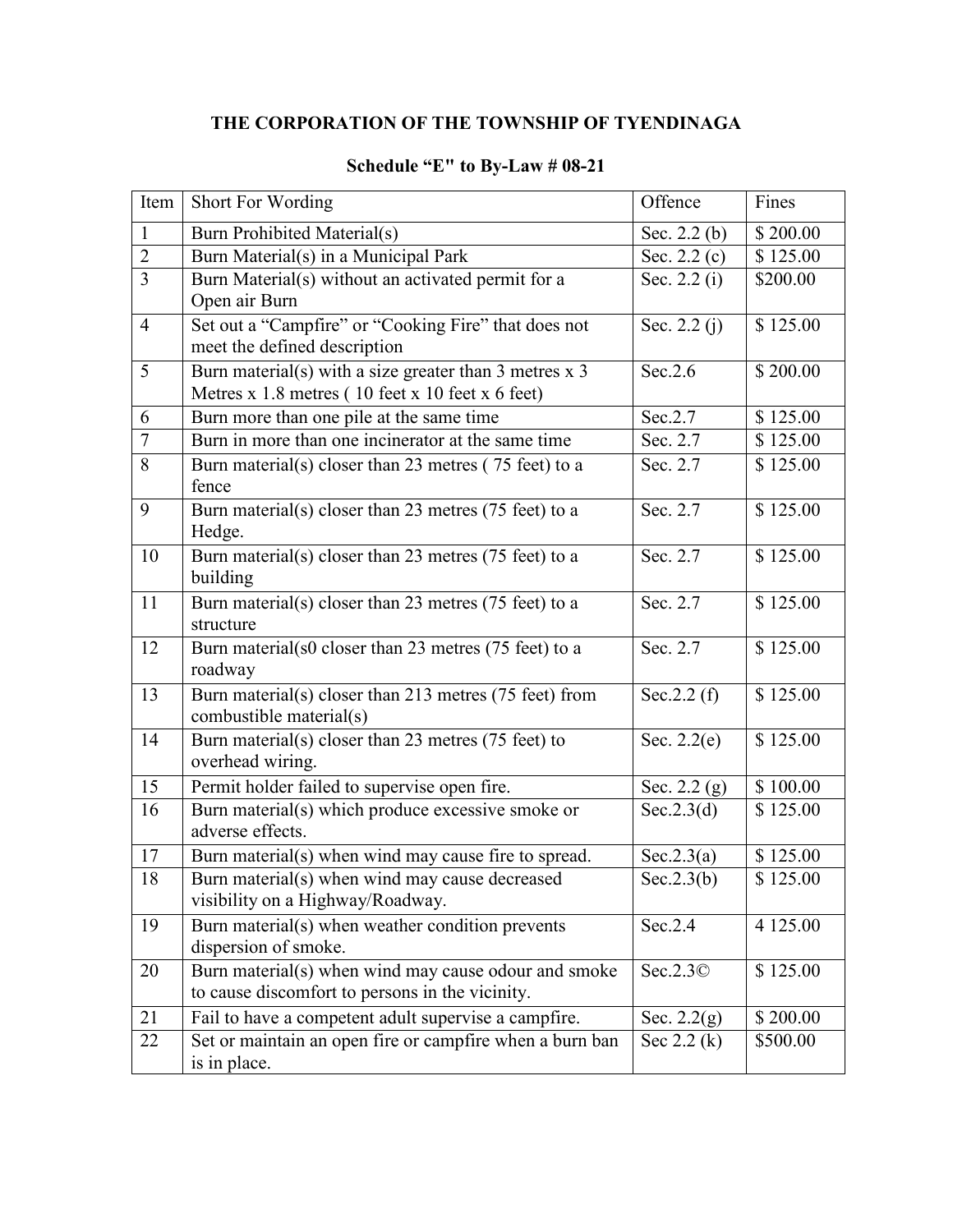**THE CORPORATION OF THE TOWNSHIP OF TYENDINAGA**

**Schedule "E" to By-Law # 08-21**

| Item | Short For Wording | Offence | Fines |
|---|---|---|---|
| 1 | Burn Prohibited Material(s) | Sec. 2.2 (b) | $ 200.00 |
| 2 | Burn Material(s) in a Municipal Park | Sec. 2.2 (c) | $ 125.00 |
| 3 | Burn Material(s) without an activated permit for a Open air Burn | Sec. 2.2 (i) | $200.00 |
| 4 | Set out a "Campfire" or "Cooking Fire" that does not meet the defined description | Sec. 2.2 (j) | $ 125.00 |
| 5 | Burn material(s) with a size greater than 3 metres x 3 Metres x 1.8 metres ( 10 feet x 10 feet x 6 feet) | Sec.2.6 | $ 200.00 |
| 6 | Burn more than one pile at the same time | Sec.2.7 | $ 125.00 |
| 7 | Burn in more than one incinerator at the same time | Sec. 2.7 | $ 125.00 |
| 8 | Burn material(s) closer than 23 metres ( 75 feet) to a fence | Sec. 2.7 | $ 125.00 |
| 9 | Burn material(s) closer than 23 metres (75 feet) to a Hedge. | Sec. 2.7 | $ 125.00 |
| 10 | Burn material(s) closer than 23 metres (75 feet) to a building | Sec. 2.7 | $ 125.00 |
| 11 | Burn material(s) closer than 23 metres (75 feet) to a structure | Sec. 2.7 | $ 125.00 |
| 12 | Burn material(s0 closer than 23 metres (75 feet) to a roadway | Sec. 2.7 | $ 125.00 |
| 13 | Burn material(s) closer than 213 metres (75 feet) from combustible material(s) | Sec.2.2 (f) | $ 125.00 |
| 14 | Burn material(s) closer than 23 metres (75 feet) to overhead wiring. | Sec. 2.2(e) | $ 125.00 |
| 15 | Permit holder failed to supervise open fire. | Sec. 2.2 (g) | $ 100.00 |
| 16 | Burn material(s) which produce excessive smoke or adverse effects. | Sec.2.3(d) | $ 125.00 |
| 17 | Burn material(s) when wind may cause fire to spread. | Sec.2.3(a) | $ 125.00 |
| 18 | Burn material(s) when wind may cause decreased visibility on a Highway/Roadway. | Sec.2.3(b) | $ 125.00 |
| 19 | Burn material(s) when weather condition prevents dispersion of smoke. | Sec.2.4 | 4 125.00 |
| 20 | Burn material(s) when wind may cause odour and smoke to cause discomfort to persons in the vicinity. | Sec.2.3© | $ 125.00 |
| 21 | Fail to have a competent adult supervise a campfire. | Sec. 2.2(g) | $ 200.00 |
| 22 | Set or maintain an open fire or campfire when a burn ban is in place. | Sec 2.2 (k) | $500.00 |